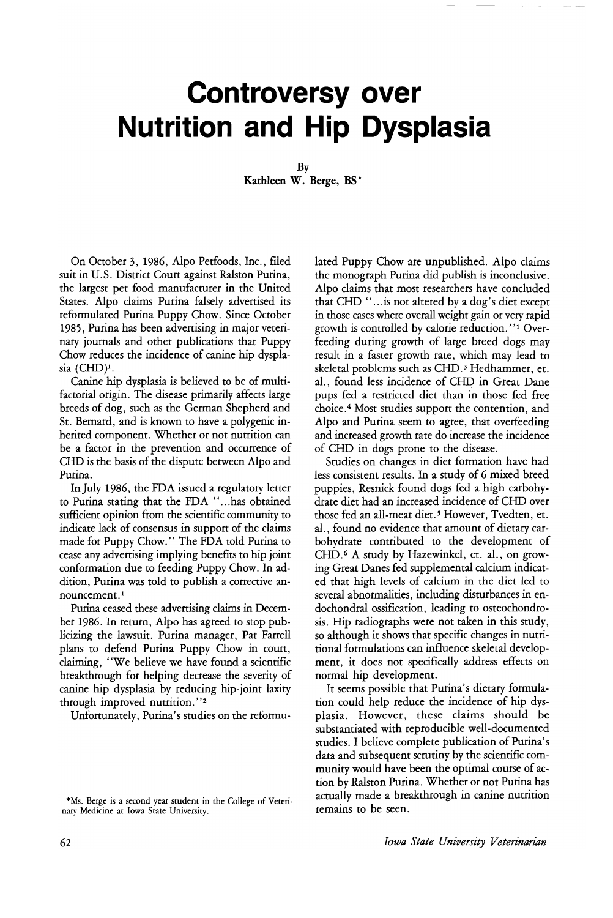# Controversy over Nutrition and Hip Dysplasia

By
Kathleen W. Berge, BS*

On October 3, 1986, Alpo Petfoods, Inc., filed suit in U.S. District Court against Ralston Purina, the largest pet food manufacturer in the United States. Alpo claims Purina falsely advertised its reformulated Purina Puppy Chow. Since October 1985, Purina has been advertising in major veterinary journals and other publications that Puppy Chow reduces the incidence of canine hip dysplasia (CHD)[1].

Canine hip dysplasia is believed to be of multifactorial origin. The disease primarily affects large breeds of dog, such as the German Shepherd and St. Bernard, and is known to have a polygenic inherited component. Whether or not nutrition can be a factor in the prevention and occurrence of CHD is the basis of the dispute between Alpo and Purina.

In July 1986, the FDA issued a regulatory letter to Purina stating that the FDA "...has obtained sufficient opinion from the scientific community to indicate lack of consensus in support of the claims made for Puppy Chow." The FDA told Purina to cease any advertising implying benefits to hip joint conformation due to feeding Puppy Chow. In addition, Purina was told to publish a corrective announcement.[1]

Purina ceased these advertising claims in December 1986. In return, Alpo has agreed to stop publicizing the lawsuit. Purina manager, Pat Farrell plans to defend Purina Puppy Chow in court, claiming, "We believe we have found a scientific breakthrough for helping decrease the severity of canine hip dysplasia by reducing hip-joint laxity through improved nutrition."[2]

Unfortunately, Purina's studies on the reformulated Puppy Chow are unpublished. Alpo claims the monograph Purina did publish is inconclusive. Alpo claims that most researchers have concluded that CHD "...is not altered by a dog's diet except in those cases where overall weight gain or very rapid growth is controlled by calorie reduction."[1] Overfeeding during growth of large breed dogs may result in a faster growth rate, which may lead to skeletal problems such as CHD.[3] Hedhammer, et. al., found less incidence of CHD in Great Dane pups fed a restricted diet than in those fed free choice.[4] Most studies support the contention, and Alpo and Purina seem to agree, that overfeeding and increased growth rate do increase the incidence of CHD in dogs prone to the disease.

Studies on changes in diet formation have had less consistent results. In a study of 6 mixed breed puppies, Resnick found dogs fed a high carbohydrate diet had an increased incidence of CHD over those fed an all-meat diet.[5] However, Tvedten, et. al., found no evidence that amount of dietary carbohydrate contributed to the development of CHD.[6] A study by Hazewinkel, et. al., on growing Great Danes fed supplemental calcium indicated that high levels of calcium in the diet led to several abnormalities, including disturbances in endochondral ossification, leading to osteochondrosis. Hip radiographs were not taken in this study, so although it shows that specific changes in nutritional formulations can influence skeletal development, it does not specifically address effects on normal hip development.

It seems possible that Purina's dietary formulation could help reduce the incidence of hip dysplasia. However, these claims should be substantiated with reproducible well-documented studies. I believe complete publication of Purina's data and subsequent scrutiny by the scientific community would have been the optimal course of action by Ralston Purina. Whether or not Purina has actually made a breakthrough in canine nutrition remains to be seen.

*Ms. Berge is a second year student in the College of Veterinary Medicine at Iowa State University.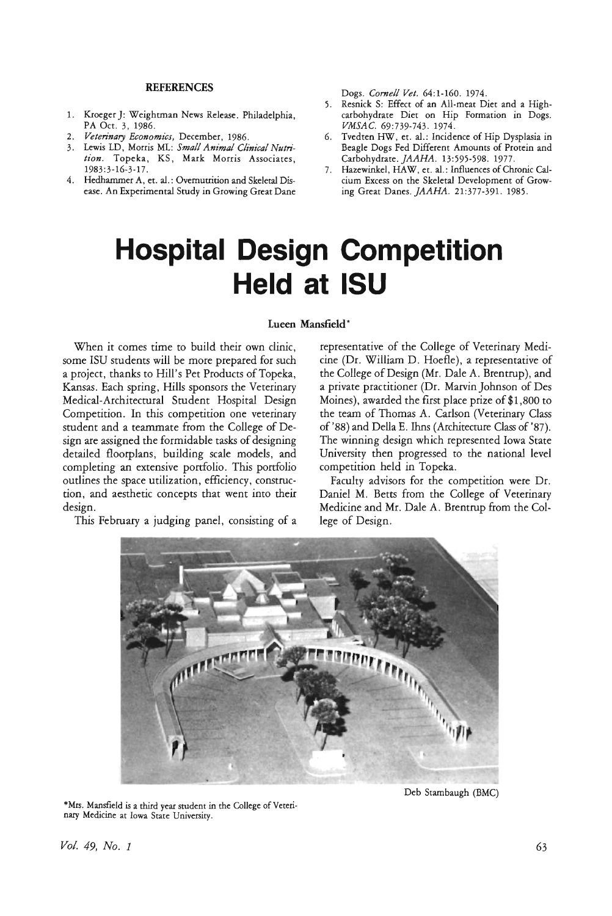## REFERENCES

1. Kroeger J: Weightman News Release. Philadelphia, PA Oct. 3, 1986.
2. *Veterinary Economics*, December, 1986.
3. Lewis LD, Morris ML: *Small Animal Clinical Nutrition*. Topeka, KS, Mark Morris Associates, 1983:3-16-3-17.
4. Hedhammer A, et. al.: Overnutrition and Skeletal Disease. An Experimental Study in Growing Great Dane Dogs. *Cornell Vet.* 64:1-160. 1974.
5. Resnick S: Effect of an All-meat Diet and a High-carbohydrate Diet on Hip Formation in Dogs. *VMSAC*. 69:739-743. 1974.
6. Tvedten HW, et. al.: Incidence of Hip Dysplasia in Beagle Dogs Fed Different Amounts of Protein and Carbohydrate. *JAAHA*. 13:595-598. 1977.
7. Hazewinkel, HAW, et. al.: Influences of Chronic Calcium Excess on the Skeletal Development of Growing Great Danes. *JAAHA*. 21:377-391. 1985.

# Hospital Design Competition Held at ISU

**Lueen Mansfield***

When it comes time to build their own clinic, some ISU students will be more prepared for such a project, thanks to Hill's Pet Products of Topeka, Kansas. Each spring, Hills sponsors the Veterinary Medical-Architectural Student Hospital Design Competition. In this competition one veterinary student and a teammate from the College of Design are assigned the formidable tasks of designing detailed floorplans, building scale models, and completing an extensive portfolio. This portfolio outlines the space utilization, efficiency, construction, and aesthetic concepts that went into their design.

This February a judging panel, consisting of a representative of the College of Veterinary Medicine (Dr. William D. Hoefle), a representative of the College of Design (Mr. Dale A. Brentrup), and a private practitioner (Dr. Marvin Johnson of Des Moines), awarded the first place prize of $1,800 to the team of Thomas A. Carlson (Veterinary Class of '88) and Della E. Ihns (Architecture Class of '87). The winning design which represented Iowa State University then progressed to the national level competition held in Topeka.

Faculty advisors for the competition were Dr. Daniel M. Betts from the College of Veterinary Medicine and Mr. Dale A. Brentrup from the College of Design.

Deb Stambaugh (BMC)

*Mrs. Mansfield is a third year student in the College of Veterinary Medicine at Iowa State University.